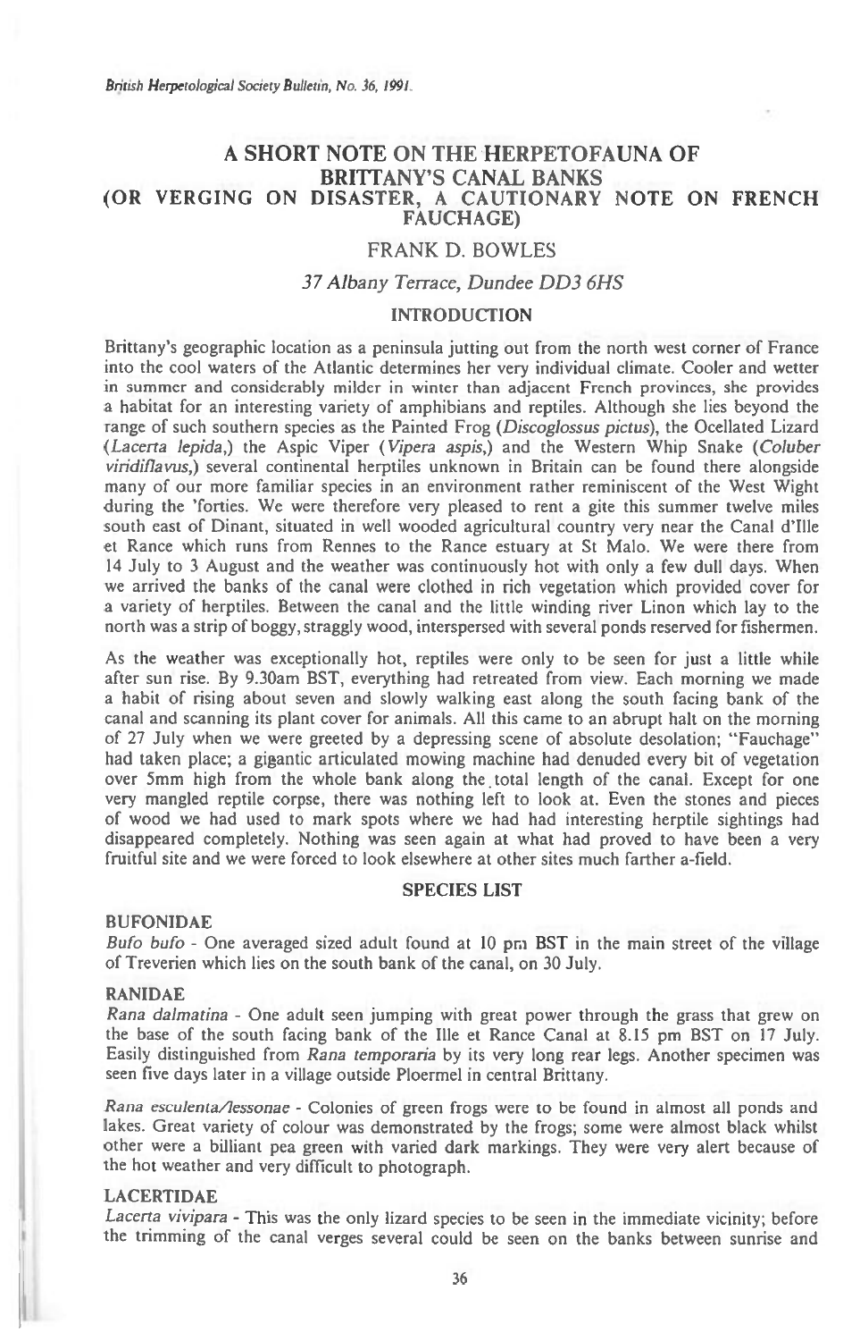# A SHORT NOTE ON THE HERPETOFAUNA OF BRITTANY'S CANAL BANKS (OR VERGING ON DISASTER, A CAUTIONARY NOTE ON FRENCH FAUCHAGE)

FRANK D. BOWLES

*37 Albany Terrace, Dundee DD3 6HS*

## INTRODUCTION

Brittany's geographic location as a peninsula jutting out from the north west corner of France into the cool waters of the Atlantic determines her very individual climate. Cooler and wetter in summer and considerably milder in winter than adjacent French provinces, she provides a habitat for an interesting variety of amphibians and reptiles. Although she lies beyond the range of such southern species as the Painted Frog (*Discoglossus pictus*), the Ocellated Lizard (*Lacerta lepida*,) the Aspic Viper (*Vipera aspis*,) and the Western Whip Snake (*Coluber viridiflavus*,) several continental herptiles unknown in Britain can be found there alongside many of our more familiar species in an environment rather reminiscent of the West Wight during the 'forties. We were therefore very pleased to rent a gite this summer twelve miles south east of Dinant, situated in well wooded agricultural country very near the Canal d'Ille et Rance which runs from Rennes to the Rance estuary at St Malo. We were there from 14 July to 3 August and the weather was continuously hot with only a few dull days. When we arrived the banks of the canal were clothed in rich vegetation which provided cover for a variety of herptiles. Between the canal and the little winding river Linon which lay to the north was a strip of boggy, straggly wood, interspersed with several ponds reserved for fishermen.

As the weather was exceptionally hot, reptiles were only to be seen for just a little while after sun rise. By 9.30am BST, everything had retreated from view. Each morning we made a habit of rising about seven and slowly walking east along the south facing bank of the canal and scanning its plant cover for animals. All this came to an abrupt halt on the morning of 27 July when we were greeted by a depressing scene of absolute desolation; "Fauchage" had taken place; a gigantic articulated mowing machine had denuded every bit of vegetation over 5mm high from the whole bank along the total length of the canal. Except for one very mangled reptile corpse, there was nothing left to look at. Even the stones and pieces of wood we had used to mark spots where we had had interesting herptile sightings had disappeared completely. Nothing was seen again at what had proved to have been a very fruitful site and we were forced to look elsewhere at other sites much farther a-field.

## SPECIES LIST

### BUFONIDAE

*Bufo bufo* - One averaged sized adult found at 10 pm BST in the main street of the village of Treverien which lies on the south bank of the canal, on 30 July.

### RANIDAE

*Rana dalmatina* - One adult seen jumping with great power through the grass that grew on the base of the south facing bank of the Ille et Rance Canal at 8.15 pm BST on 17 July. Easily distinguished from *Rana temporaria* by its very long rear legs. Another specimen was seen five days later in a village outside Ploermel in central Brittany.

*Rana esculenta/lessonae* - Colonies of green frogs were to be found in almost all ponds and lakes. Great variety of colour was demonstrated by the frogs; some were almost black whilst other were a billiant pea green with varied dark markings. They were very alert because of the hot weather and very difficult to photograph.

### LACERTIDAE

*Lacerta vivipara* - This was the only lizard species to be seen in the immediate vicinity; before the trimming of the canal verges several could be seen on the banks between sunrise and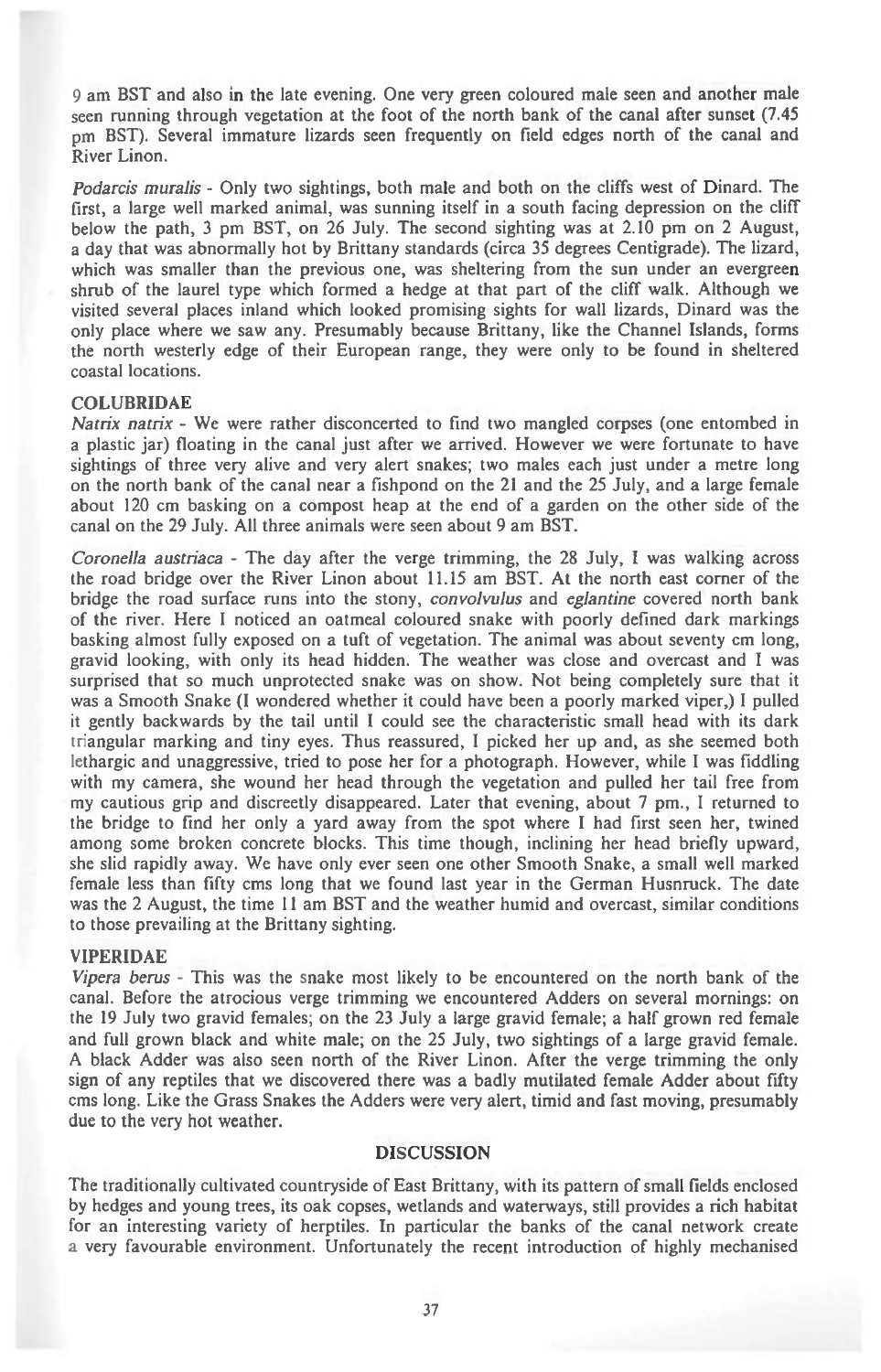9 am BST and also in the late evening. One very green coloured male seen and another male seen running through vegetation at the foot of the north bank of the canal after sunset (7.45 pm BST). Several immature lizards seen frequently on field edges north of the canal and River Linon.

*Podarcis muralis* - Only two sightings, both male and both on the cliffs west of Dinard. The first, a large well marked animal, was sunning itself in a south facing depression on the cliff below the path, 3 pm BST, on 26 July. The second sighting was at 2.10 pm on 2 August, a day that was abnormally hot by Brittany standards (circa 35 degrees Centigrade). The lizard, which was smaller than the previous one, was sheltering from the sun under an evergreen shrub of the laurel type which formed a hedge at that part of the cliff walk. Although we visited several places inland which looked promising sights for wall lizards, Dinard was the only place where we saw any. Presumably because Brittany, like the Channel Islands, forms the north westerly edge of their European range, they were only to be found in sheltered coastal locations.

## COLUBRIDAE

*Natrix natrix* - We were rather disconcerted to find two mangled corpses (one entombed in a plastic jar) floating in the canal just after we arrived. However we were fortunate to have sightings of three very alive and very alert snakes; two males each just under a metre long on the north bank of the canal near a fishpond on the 21 and the 25 July, and a large female about 120 cm basking on a compost heap at the end of a garden on the other side of the canal on the 29 July. All three animals were seen about 9 am BST.

*Coronella austriaca* - The day after the verge trimming, the 28 July, I was walking across the road bridge over the River Linon about 11.15 am BST. At the north east corner of the bridge the road surface runs into the stony, *convolvulus* and *eglantine* covered north bank of the river. Here I noticed an oatmeal coloured snake with poorly defined dark markings basking almost fully exposed on a tuft of vegetation. The animal was about seventy cm long, gravid looking, with only its head hidden. The weather was close and overcast and I was surprised that so much unprotected snake was on show. Not being completely sure that it was a Smooth Snake (I wondered whether it could have been a poorly marked viper,) I pulled it gently backwards by the tail until I could see the characteristic small head with its dark triangular marking and tiny eyes. Thus reassured, I picked her up and, as she seemed both lethargic and unaggressive, tried to pose her for a photograph. However, while I was fiddling with my camera, she wound her head through the vegetation and pulled her tail free from my cautious grip and discreetly disappeared. Later that evening, about 7 pm., I returned to the bridge to find her only a yard away from the spot where I had first seen her, twined among some broken concrete blocks. This time though, inclining her head briefly upward, she slid rapidly away. We have only ever seen one other Smooth Snake, a small well marked female less than fifty cms long that we found last year in the German Husnruck. The date was the 2 August, the time 11 am BST and the weather humid and overcast, similar conditions to those prevailing at the Brittany sighting.

## VIPERIDAE

*Vipera berus* - This was the snake most likely to be encountered on the north bank of the canal. Before the atrocious verge trimming we encountered Adders on several mornings: on the 19 July two gravid females; on the 23 July a large gravid female; a half grown red female and full grown black and white male; on the 25 July, two sightings of a large gravid female. A black Adder was also seen north of the River Linon. After the verge trimming the only sign of any reptiles that we discovered there was a badly mutilated female Adder about fifty cms long. Like the Grass Snakes the Adders were very alert, timid and fast moving, presumably due to the very hot weather.

## DISCUSSION

The traditionally cultivated countryside of East Brittany, with its pattern of small fields enclosed by hedges and young trees, its oak copses, wetlands and waterways, still provides a rich habitat for an interesting variety of herptiles. In particular the banks of the canal network create a very favourable environment. Unfortunately the recent introduction of highly mechanised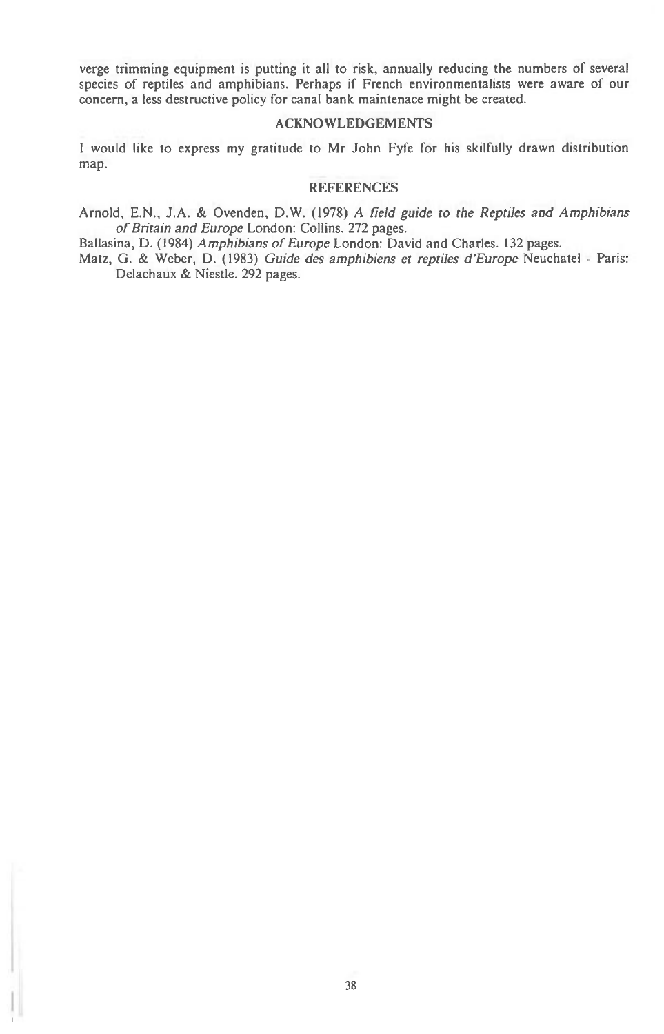verge trimming equipment is putting it all to risk, annually reducing the numbers of several species of reptiles and amphibians. Perhaps if French environmentalists were aware of our concern, a less destructive policy for canal bank maintenace might be created.

## ACKNOWLEDGEMENTS

I would like to express my gratitude to Mr John Fyfe for his skilfully drawn distribution map.

## REFERENCES

Arnold, E.N., J.A. & Ovenden, D.W. (1978) *A field guide to the Reptiles and Amphibians of Britain and Europe* London: Collins. 272 pages.

Ballasina, D. (1984) *Amphibians of Europe* London: David and Charles. 132 pages.

Matz, G. & Weber, D. (1983) *Guide des amphibiens et reptiles d'Europe* Neuchatel - Paris: Delachaux & Niestle. 292 pages.